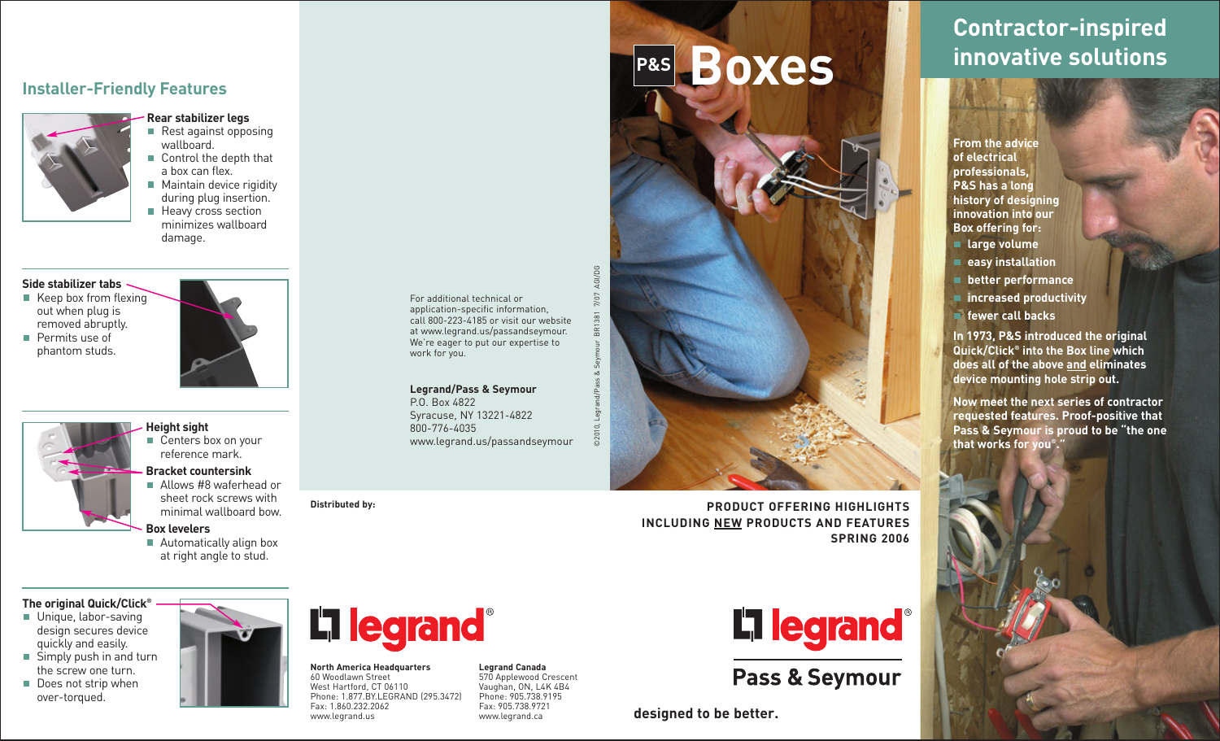## Installer-Friendly Features

**Rear stabilizer legs**

- Rest against opposing wallboard.
- Control the depth that a box can flex.
- Maintain device rigidity during plug insertion.
- Heavy cross section minimizes wallboard damage.

**Side stabilizer tabs**

- Keep box from flexing out when plug is removed abruptly.
- Permits use of phantom studs.

**Height sight**

- Centers box on your reference mark.

**Bracket countersink**

- Allows #8 waferhead or sheet rock screws with minimal wallboard bow.

**Box levelers**

- Automatically align box at right angle to stud.

**The original Quick/Click®**

- Unique, labor-saving design secures device quickly and easily.
- Simply push in and turn the screw one turn.
- Does not strip when over-torqued.

For additional technical or application-specific information, call 800-223-4185 or visit our website at www.legrand.us/passandseymour. We're eager to put our expertise to work for you.

**Legrand/Pass & Seymour**
P.O. Box 4822
Syracuse, NY 13221-4822
800-776-4035
www.legrand.us/passandseymour

©2010, Legrand/Pass & Seymour BR1381 7/07 AGI/DG

**Distributed by:**

legrand®

**North America Headquarters**
60 Woodlawn Street
West Hartford, CT 06110
Phone: 1.877.BY.LEGRAND (295.3472)
Fax: 1.860.232.2062
www.legrand.us

**Legrand Canada**
570 Applewood Crescent
Vaughan, ON, L4K 4B4
Phone: 905.738.9195
Fax: 905.738.9721
www.legrand.ca

# P&S Boxes

**PRODUCT OFFERING HIGHLIGHTS**
**INCLUDING NEW PRODUCTS AND FEATURES**
**SPRING 2006**

legrand®

**Pass & Seymour**

**designed to be better.**

## Contractor-inspired innovative solutions

**From the advice of electrical professionals, P&S has a long history of designing innovation into our Box offering for:**

- **large volume**
- **easy installation**
- **better performance**
- **increased productivity**
- **fewer call backs**

**In 1973, P&S introduced the original Quick/Click® into the Box line which does all of the above and eliminates device mounting hole strip out.**

**Now meet the next series of contractor requested features. Proof-positive that Pass & Seymour is proud to be "the one that works for you®."**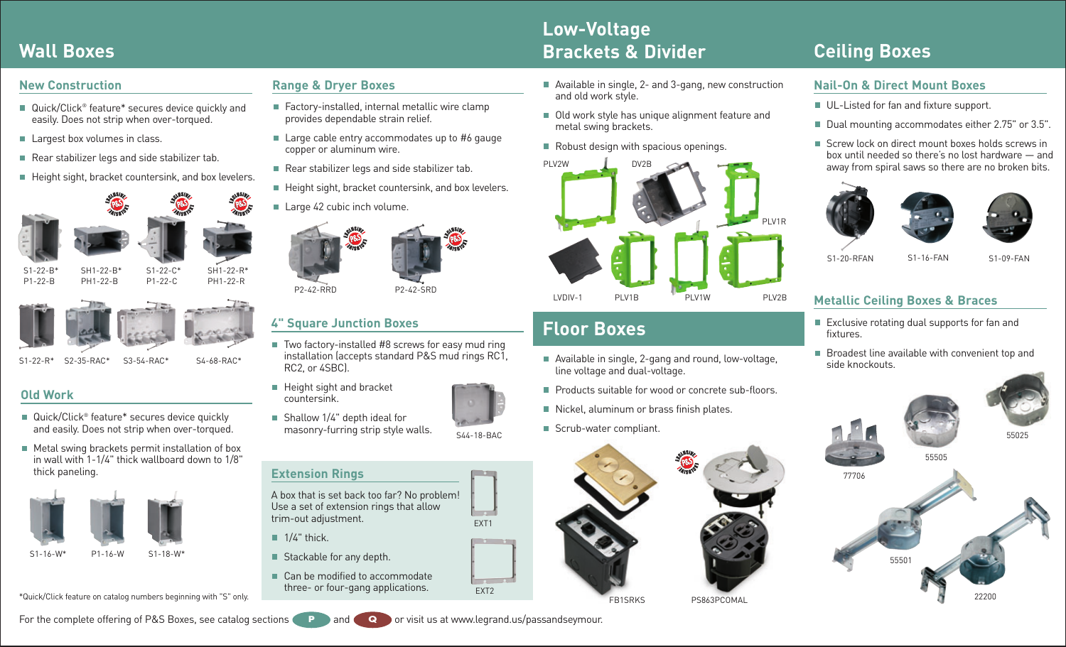# Wall Boxes

## New Construction

- Quick/Click® feature* secures device quickly and easily. Does not strip when over-torqued.
- Largest box volumes in class.
- Rear stabilizer legs and side stabilizer tab.
- Height sight, bracket countersink, and box levelers.

S1-22-B*
P1-22-B

SH1-22-B*
PH1-22-B

S1-22-C*
P1-22-C

SH1-22-R*
PH1-22-R

S1-22-R*

S2-35-RAC*

S3-54-RAC*

S4-68-RAC*

## Old Work

- Quick/Click® feature* secures device quickly and easily. Does not strip when over-torqued.
- Metal swing brackets permit installation of box in wall with 1-1/4" thick wallboard down to 1/8" thick paneling.

S1-16-W*

P1-16-W

S1-18-W*

*Quick/Click feature on catalog numbers beginning with "S" only.

## Range & Dryer Boxes

- Factory-installed, internal metallic wire clamp provides dependable strain relief.
- Large cable entry accommodates up to #6 gauge copper or aluminum wire.
- Rear stabilizer legs and side stabilizer tab.
- Height sight, bracket countersink, and box levelers.
- Large 42 cubic inch volume.

P2-42-RRD

P2-42-SRD

## 4" Square Junction Boxes

- Two factory-installed #8 screws for easy mud ring installation (accepts standard P&S mud rings RC1, RC2, or 4SBC).
- Height sight and bracket countersink.
- Shallow 1/4" depth ideal for masonry-furring strip style walls.

S44-18-BAC

## Extension Rings

A box that is set back too far? No problem! Use a set of extension rings that allow trim-out adjustment.

- 1/4" thick.
- Stackable for any depth.
- Can be modified to accommodate three- or four-gang applications.

EXT1

EXT2

# Low-Voltage Brackets & Divider

- Available in single, 2- and 3-gang, new construction and old work style.
- Old work style has unique alignment feature and metal swing brackets.
- Robust design with spacious openings.

PLV2W

DV2B

PLV1R

LVDIV-1

PLV1B

PLV1W

PLV2B

# Floor Boxes

- Available in single, 2-gang and round, low-voltage, line voltage and dual-voltage.
- Products suitable for wood or concrete sub-floors.
- Nickel, aluminum or brass finish plates.
- Scrub-water compliant.

FB1SRKS

PS863PCOMAL

# Ceiling Boxes

## Nail-On & Direct Mount Boxes

- UL-Listed for fan and fixture support.
- Dual mounting accommodates either 2.75" or 3.5".
- Screw lock on direct mount boxes holds screws in box until needed so there's no lost hardware — and away from spiral saws so there are no broken bits.

S1-20-RFAN

S1-16-FAN

S1-09-FAN

## Metallic Ceiling Boxes & Braces

- Exclusive rotating dual supports for fan and fixtures.
- Broadest line available with convenient top and side knockouts.

77706

55505

55025

55501

22200

For the complete offering of P&S Boxes, see catalog sections P and Q or visit us at www.legrand.us/passandseymour.